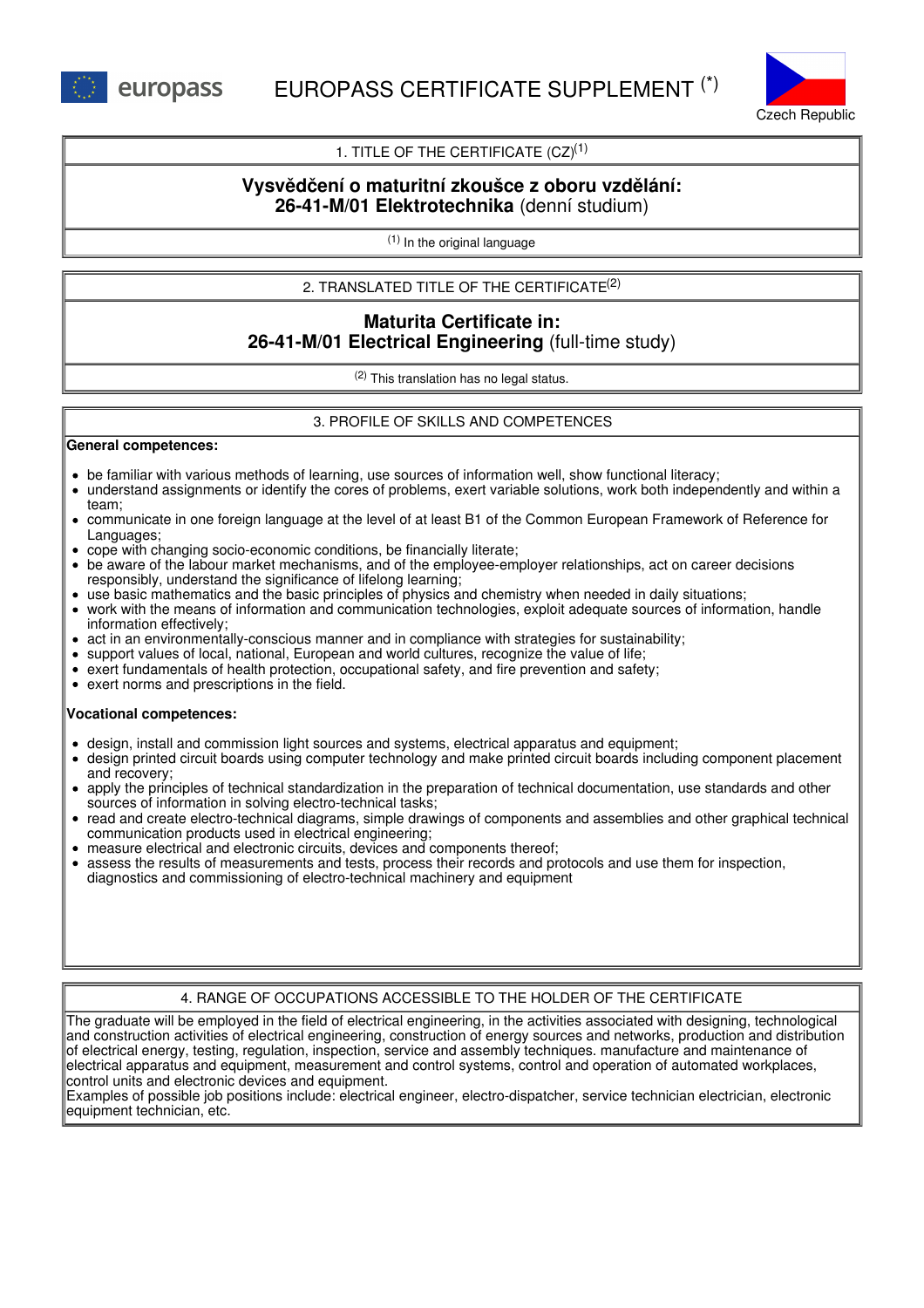# EUROPASS CERTIFICATE SUPPLEMENT (*)

Czech Republic

## 1. TITLE OF THE CERTIFICATE (CZ)[1]

**Vysvědčení o maturitní zkoušce z oboru vzdělání:**
**26-41-M/01 Elektrotechnika** (denní studium)

[1] In the original language

## 2. TRANSLATED TITLE OF THE CERTIFICATE[2]

**Maturita Certificate in:**
**26-41-M/01 Electrical Engineering** (full-time study)

[2] This translation has no legal status.

## 3. PROFILE OF SKILLS AND COMPETENCES

**General competences:**

- be familiar with various methods of learning, use sources of information well, show functional literacy;
- understand assignments or identify the cores of problems, exert variable solutions, work both independently and within a team;
- communicate in one foreign language at the level of at least B1 of the Common European Framework of Reference for Languages;
- cope with changing socio-economic conditions, be financially literate;
- be aware of the labour market mechanisms, and of the employee-employer relationships, act on career decisions responsibly, understand the significance of lifelong learning;
- use basic mathematics and the basic principles of physics and chemistry when needed in daily situations;
- work with the means of information and communication technologies, exploit adequate sources of information, handle information effectively;
- act in an environmentally-conscious manner and in compliance with strategies for sustainability;
- support values of local, national, European and world cultures, recognize the value of life;
- exert fundamentals of health protection, occupational safety, and fire prevention and safety;
- exert norms and prescriptions in the field.

**Vocational competences:**

- design, install and commission light sources and systems, electrical apparatus and equipment;
- design printed circuit boards using computer technology and make printed circuit boards including component placement and recovery;
- apply the principles of technical standardization in the preparation of technical documentation, use standards and other sources of information in solving electro-technical tasks;
- read and create electro-technical diagrams, simple drawings of components and assemblies and other graphical technical communication products used in electrical engineering;
- measure electrical and electronic circuits, devices and components thereof;
- assess the results of measurements and tests, process their records and protocols and use them for inspection, diagnostics and commissioning of electro-technical machinery and equipment

## 4. RANGE OF OCCUPATIONS ACCESSIBLE TO THE HOLDER OF THE CERTIFICATE

The graduate will be employed in the field of electrical engineering, in the activities associated with designing, technological and construction activities of electrical engineering, construction of energy sources and networks, production and distribution of electrical energy, testing, regulation, inspection, service and assembly techniques. manufacture and maintenance of electrical apparatus and equipment, measurement and control systems, control and operation of automated workplaces, control units and electronic devices and equipment.
Examples of possible job positions include: electrical engineer, electro-dispatcher, service technician electrician, electronic equipment technician, etc.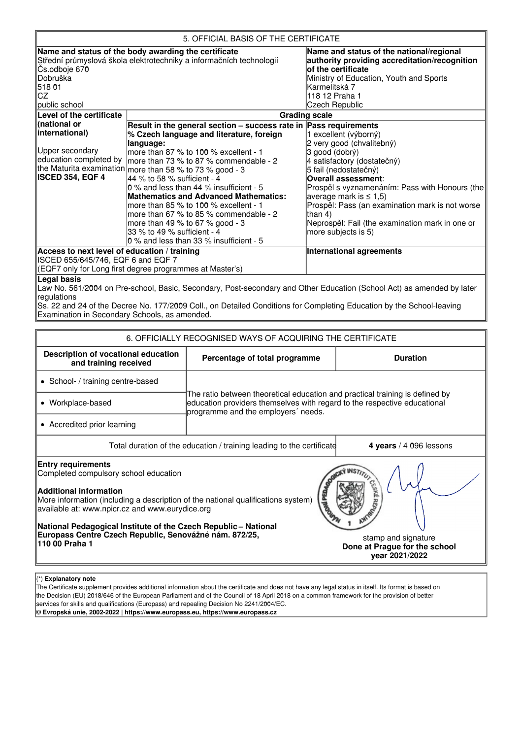## 5. OFFICIAL BASIS OF THE CERTIFICATE

| Name and status of the body awarding the certificate | Name and status of the national/regional authority providing accreditation/recognition of the certificate |
|---|---|
| Střední průmyslová škola elektrotechniky a informačních technologií<br>Čs.odboje 670<br>Dobruška<br>518 01<br>CZ<br>public school | Ministry of Education, Youth and Sports<br>Karmelitská 7<br>118 12 Praha 1<br>Czech Republic |

| Level of the certificate (national or international) | Grading scale | |
|---|---|---|
| Upper secondary education completed by the Maturita examination<br>**ISCED 354, EQF 4** | **Result in the general section – success rate in % Czech language and literature, foreign language:**<br>more than 87 % to 100 % excellent - 1<br>more than 73 % to 87 % commendable - 2<br>more than 58 % to 73 % good - 3<br>44 % to 58 % sufficient - 4<br>0 % and less than 44 % insufficient - 5<br>**Mathematics and Advanced Mathematics:**<br>more than 85 % to 100 % excellent - 1<br>more than 67 % to 85 % commendable - 2<br>more than 49 % to 67 % good - 3<br>33 % to 49 % sufficient - 4<br>0 % and less than 33 % insufficient - 5 | **Pass requirements**<br>1 excellent (výborný)<br>2 very good (chvalitebný)<br>3 good (dobrý)<br>4 satisfactory (dostatečný)<br>5 fail (nedostatečný)<br>**Overall assessment**:<br>Prospěl s vyznamenáním: Pass with Honours (the average mark is ≤ 1,5)<br>Prospěl: Pass (an examination mark is not worse than 4)<br>Neprospěl: Fail (the examination mark in one or more subjects is 5) |

| Access to next level of education / training | International agreements |
|---|---|
| ISCED 655/645/746, EQF 6 and EQF 7<br>(EQF7 only for Long first degree programmes at Master's) | |

**Legal basis**

Law No. 561/2004 on Pre-school, Basic, Secondary, Post-secondary and Other Education (School Act) as amended by later regulations

Ss. 22 and 24 of the Decree No. 177/2009 Coll., on Detailed Conditions for Completing Education by the School-leaving Examination in Secondary Schools, as amended.

## 6. OFFICIALLY RECOGNISED WAYS OF ACQUIRING THE CERTIFICATE

| Description of vocational education and training received | Percentage of total programme | Duration |
|---|---|---|
| • School- / training centre-based | The ratio between theoretical education and practical training is defined by education providers themselves with regard to the respective educational programme and the employers´ needs. | |
| • Workplace-based | | |
| • Accredited prior learning | | |
| Total duration of the education / training leading to the certificate | | **4 years** / 4 096 lessons |

**Entry requirements**

Completed compulsory school education

**Additional information**

More information (including a description of the national qualifications system) available at: www.npicr.cz and www.eurydice.org

**National Pedagogical Institute of the Czech Republic – National Europass Centre Czech Republic, Senovážné nám. 872/25, 110 00 Praha 1**

stamp and signature

**Done at Prague for the school year 2021/2022**

(*) **Explanatory note**

The Certificate supplement provides additional information about the certificate and does not have any legal status in itself. Its format is based on the Decision (EU) 2018/646 of the European Parliament and of the Council of 18 April 2018 on a common framework for the provision of better services for skills and qualifications (Europass) and repealing Decision No 2241/2004/EC.

**© Evropská unie, 2002-2022 | https://www.europass.eu, https://www.europass.cz**